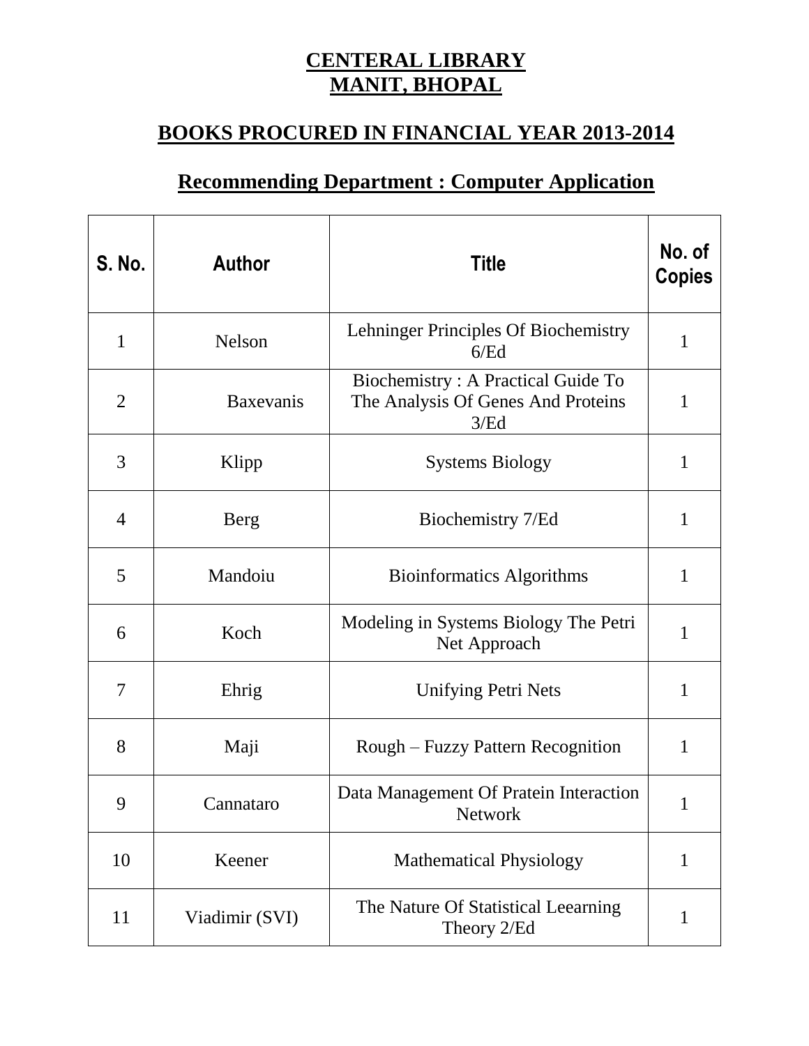# CENTERAL LIBRARY
# MANIT, BHOPAL

## BOOKS PROCURED IN FINANCIAL YEAR 2013-2014

## Recommending Department : Computer Application

| S. No. | Author | Title | No. of Copies |
|---|---|---|---|
| 1 | Nelson | Lehninger Principles Of Biochemistry 6/Ed | 1 |
| 2 | Baxevanis | Biochemistry : A Practical Guide To The Analysis Of Genes And Proteins 3/Ed | 1 |
| 3 | Klipp | Systems Biology | 1 |
| 4 | Berg | Biochemistry 7/Ed | 1 |
| 5 | Mandoiu | Bioinformatics Algorithms | 1 |
| 6 | Koch | Modeling in Systems Biology The Petri Net Approach | 1 |
| 7 | Ehrig | Unifying Petri Nets | 1 |
| 8 | Maji | Rough – Fuzzy Pattern Recognition | 1 |
| 9 | Cannataro | Data Management Of Pratein Interaction Network | 1 |
| 10 | Keener | Mathematical Physiology | 1 |
| 11 | Viadimir (SVI) | The Nature Of Statistical Leearning Theory 2/Ed | 1 |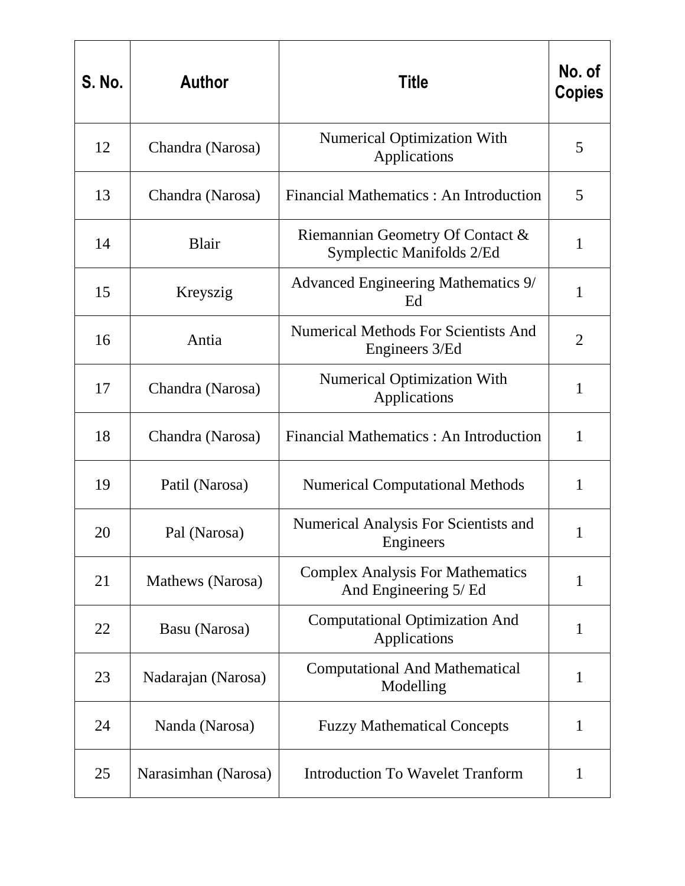| S. No. | Author | Title | No. of Copies |
|---|---|---|---|
| 12 | Chandra (Narosa) | Numerical Optimization With Applications | 5 |
| 13 | Chandra (Narosa) | Financial Mathematics : An Introduction | 5 |
| 14 | Blair | Riemannian Geometry Of Contact & Symplectic Manifolds 2/Ed | 1 |
| 15 | Kreyszig | Advanced Engineering Mathematics 9/ Ed | 1 |
| 16 | Antia | Numerical Methods For Scientists And Engineers 3/Ed | 2 |
| 17 | Chandra (Narosa) | Numerical Optimization With Applications | 1 |
| 18 | Chandra (Narosa) | Financial Mathematics : An Introduction | 1 |
| 19 | Patil (Narosa) | Numerical Computational Methods | 1 |
| 20 | Pal (Narosa) | Numerical Analysis For Scientists and Engineers | 1 |
| 21 | Mathews (Narosa) | Complex Analysis For Mathematics And Engineering 5/ Ed | 1 |
| 22 | Basu (Narosa) | Computational Optimization And Applications | 1 |
| 23 | Nadarajan (Narosa) | Computational And Mathematical Modelling | 1 |
| 24 | Nanda (Narosa) | Fuzzy Mathematical Concepts | 1 |
| 25 | Narasimhan (Narosa) | Introduction To Wavelet Tranform | 1 |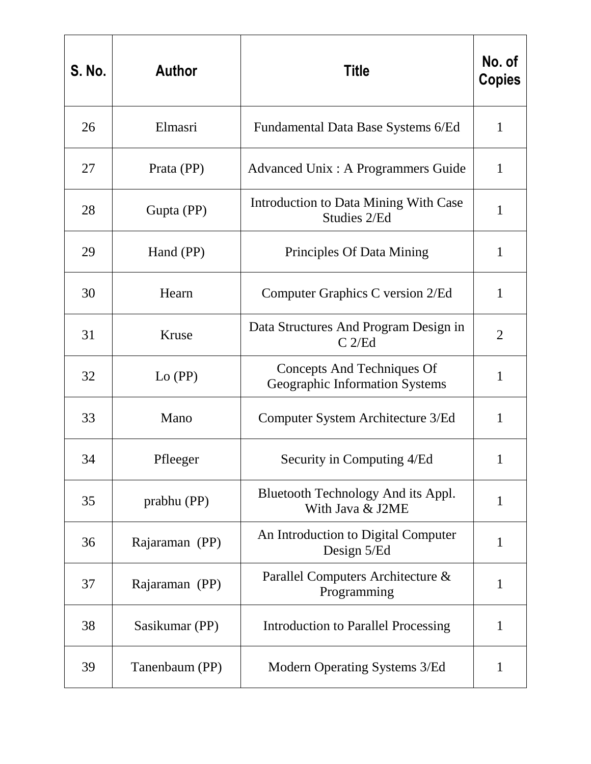| S. No. | Author | Title | No. of Copies |
|---|---|---|---|
| 26 | Elmasri | Fundamental Data Base Systems 6/Ed | 1 |
| 27 | Prata (PP) | Advanced Unix : A Programmers Guide | 1 |
| 28 | Gupta (PP) | Introduction to Data Mining With Case Studies 2/Ed | 1 |
| 29 | Hand (PP) | Principles Of Data Mining | 1 |
| 30 | Hearn | Computer Graphics C version 2/Ed | 1 |
| 31 | Kruse | Data Structures And Program Design in C 2/Ed | 2 |
| 32 | Lo (PP) | Concepts And Techniques Of Geographic Information Systems | 1 |
| 33 | Mano | Computer System Architecture 3/Ed | 1 |
| 34 | Pfleeger | Security in Computing 4/Ed | 1 |
| 35 | prabhu (PP) | Bluetooth Technology And its Appl. With Java & J2ME | 1 |
| 36 | Rajaraman (PP) | An Introduction to Digital Computer Design 5/Ed | 1 |
| 37 | Rajaraman (PP) | Parallel Computers Architecture & Programming | 1 |
| 38 | Sasikumar (PP) | Introduction to Parallel Processing | 1 |
| 39 | Tanenbaum (PP) | Modern Operating Systems 3/Ed | 1 |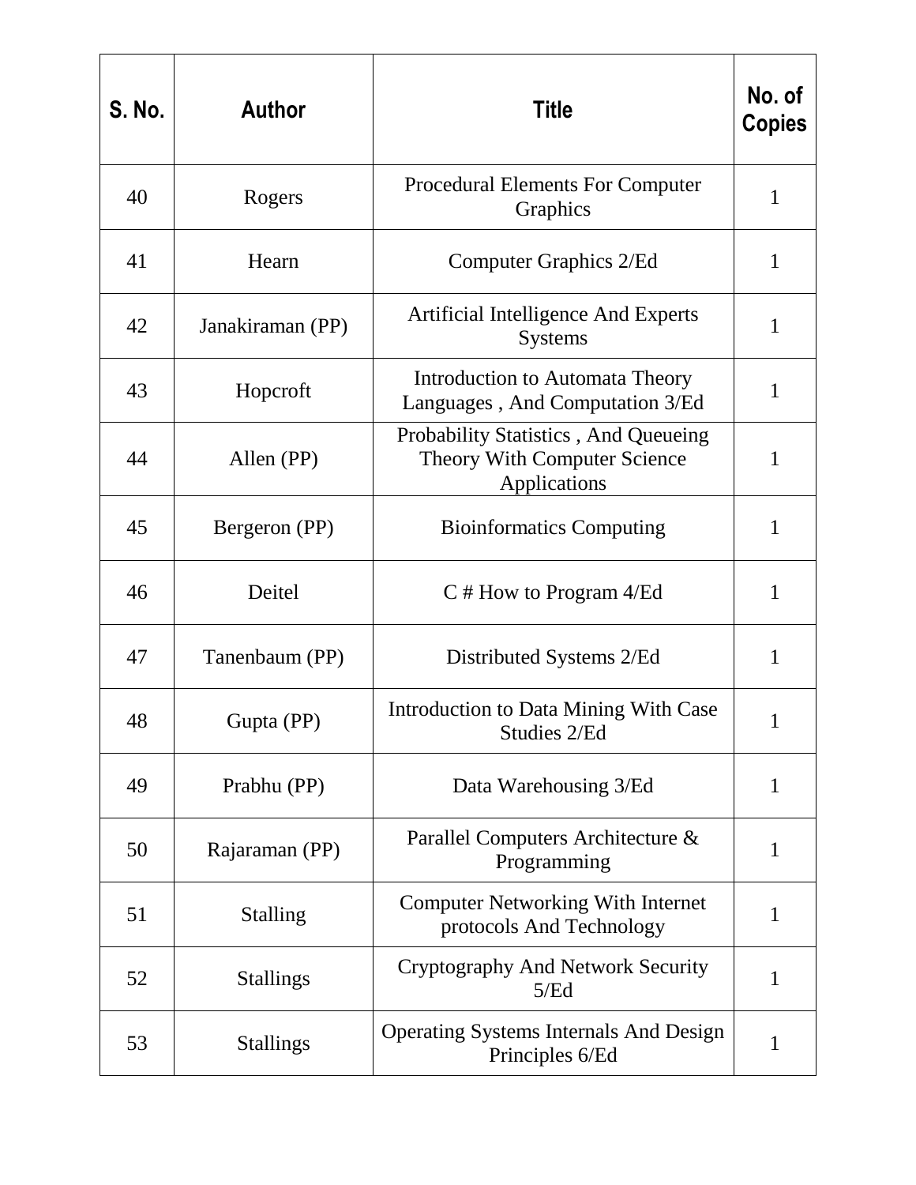| S. No. | Author | Title | No. of Copies |
|---|---|---|---|
| 40 | Rogers | Procedural Elements For Computer Graphics | 1 |
| 41 | Hearn | Computer Graphics 2/Ed | 1 |
| 42 | Janakiraman (PP) | Artificial Intelligence And Experts Systems | 1 |
| 43 | Hopcroft | Introduction to Automata Theory Languages , And Computation 3/Ed | 1 |
| 44 | Allen (PP) | Probability Statistics , And Queueing Theory With Computer Science Applications | 1 |
| 45 | Bergeron (PP) | Bioinformatics Computing | 1 |
| 46 | Deitel | C # How to Program 4/Ed | 1 |
| 47 | Tanenbaum (PP) | Distributed Systems 2/Ed | 1 |
| 48 | Gupta (PP) | Introduction to Data Mining With Case Studies 2/Ed | 1 |
| 49 | Prabhu (PP) | Data Warehousing 3/Ed | 1 |
| 50 | Rajaraman (PP) | Parallel Computers Architecture & Programming | 1 |
| 51 | Stalling | Computer Networking With Internet protocols And Technology | 1 |
| 52 | Stallings | Cryptography And Network Security 5/Ed | 1 |
| 53 | Stallings | Operating Systems Internals And Design Principles 6/Ed | 1 |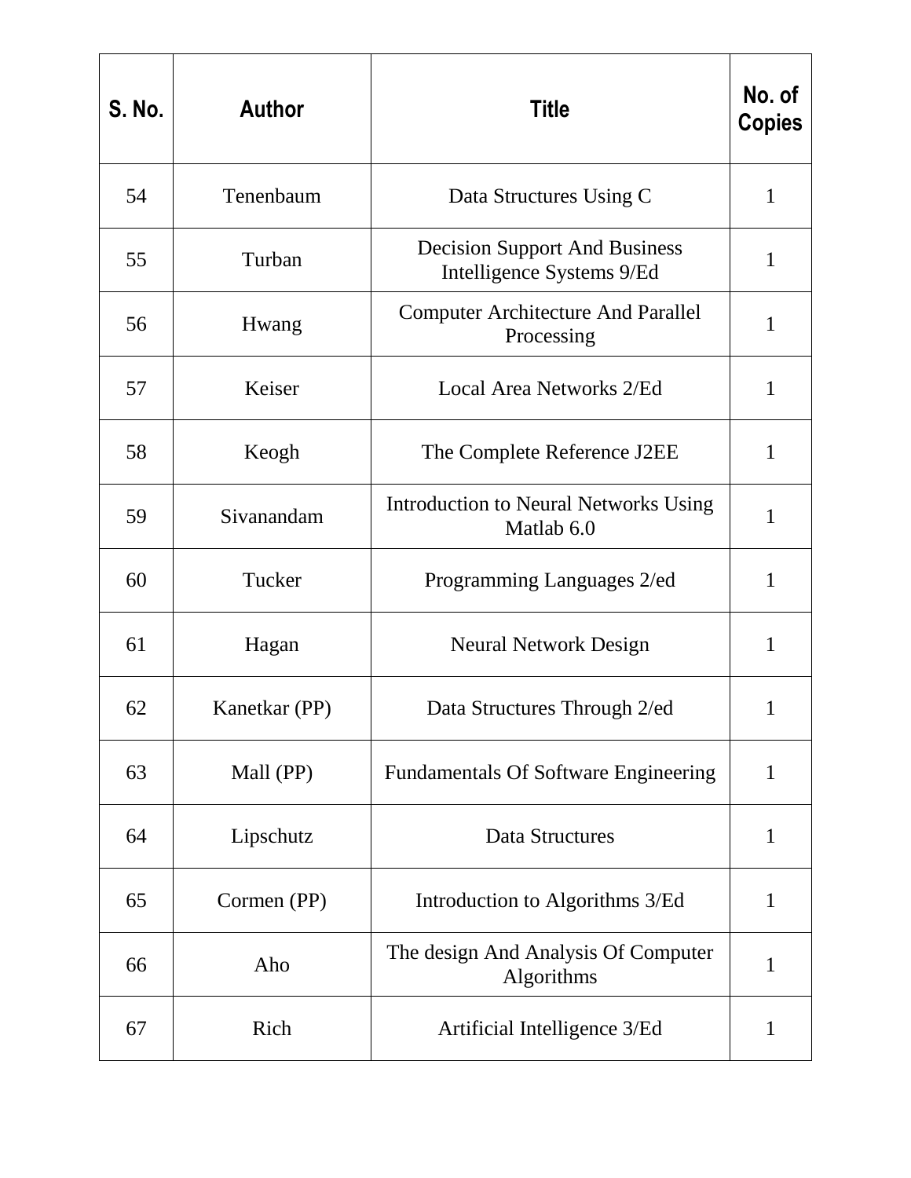| S. No. | Author | Title | No. of Copies |
|---|---|---|---|
| 54 | Tenenbaum | Data Structures Using C | 1 |
| 55 | Turban | Decision Support And Business Intelligence Systems 9/Ed | 1 |
| 56 | Hwang | Computer Architecture And Parallel Processing | 1 |
| 57 | Keiser | Local Area Networks 2/Ed | 1 |
| 58 | Keogh | The Complete Reference J2EE | 1 |
| 59 | Sivanandam | Introduction to Neural Networks Using Matlab 6.0 | 1 |
| 60 | Tucker | Programming Languages 2/ed | 1 |
| 61 | Hagan | Neural Network Design | 1 |
| 62 | Kanetkar (PP) | Data Structures Through 2/ed | 1 |
| 63 | Mall (PP) | Fundamentals Of Software Engineering | 1 |
| 64 | Lipschutz | Data Structures | 1 |
| 65 | Cormen (PP) | Introduction to Algorithms 3/Ed | 1 |
| 66 | Aho | The design And Analysis Of Computer Algorithms | 1 |
| 67 | Rich | Artificial Intelligence 3/Ed | 1 |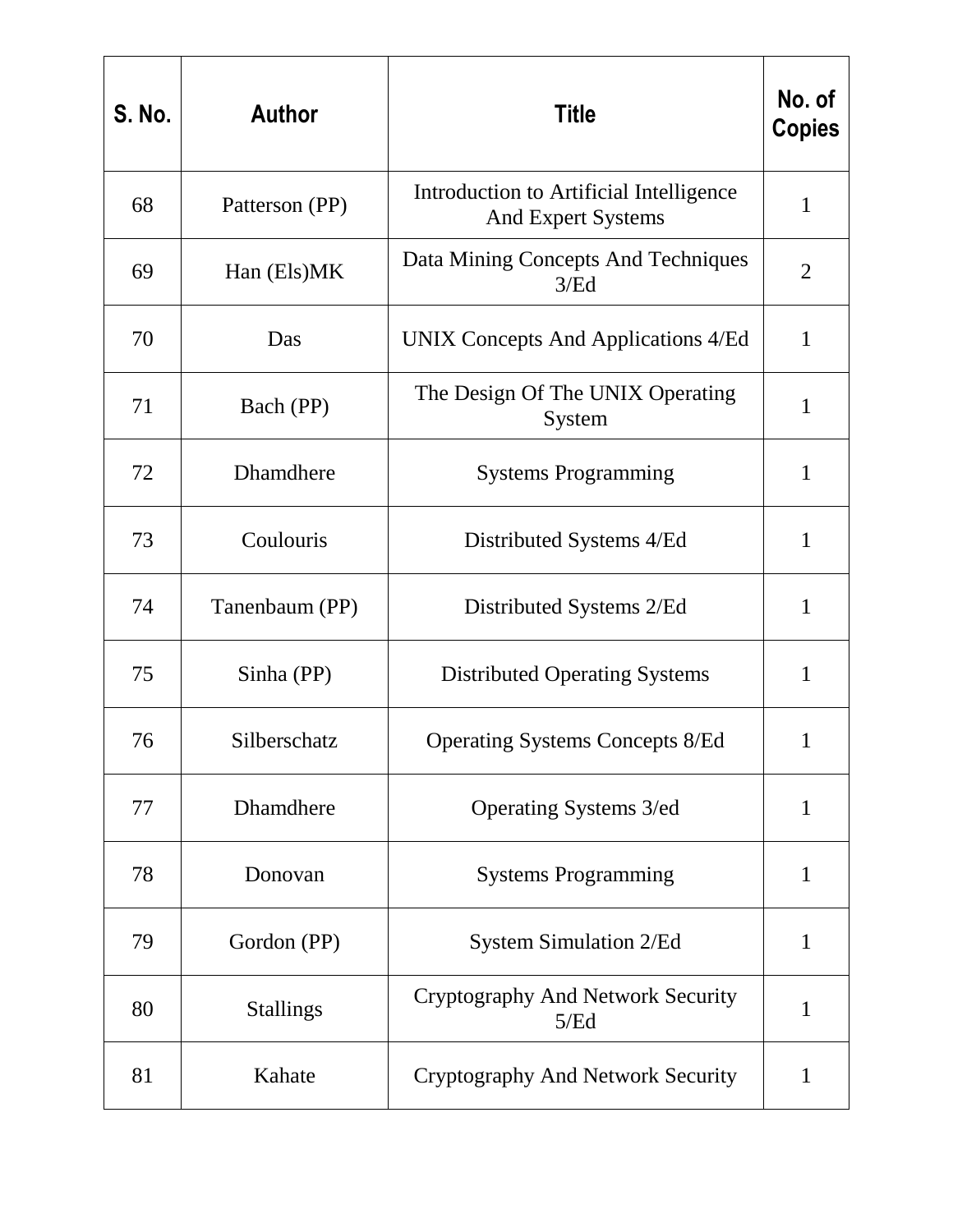| S. No. | Author | Title | No. of Copies |
|---|---|---|---|
| 68 | Patterson (PP) | Introduction to Artificial Intelligence And Expert Systems | 1 |
| 69 | Han (Els)MK | Data Mining Concepts And Techniques 3/Ed | 2 |
| 70 | Das | UNIX Concepts And Applications 4/Ed | 1 |
| 71 | Bach (PP) | The Design Of The UNIX Operating System | 1 |
| 72 | Dhamdhere | Systems Programming | 1 |
| 73 | Coulouris | Distributed Systems 4/Ed | 1 |
| 74 | Tanenbaum (PP) | Distributed Systems 2/Ed | 1 |
| 75 | Sinha (PP) | Distributed Operating Systems | 1 |
| 76 | Silberschatz | Operating Systems Concepts 8/Ed | 1 |
| 77 | Dhamdhere | Operating Systems 3/ed | 1 |
| 78 | Donovan | Systems Programming | 1 |
| 79 | Gordon (PP) | System Simulation 2/Ed | 1 |
| 80 | Stallings | Cryptography And Network Security 5/Ed | 1 |
| 81 | Kahate | Cryptography And Network Security | 1 |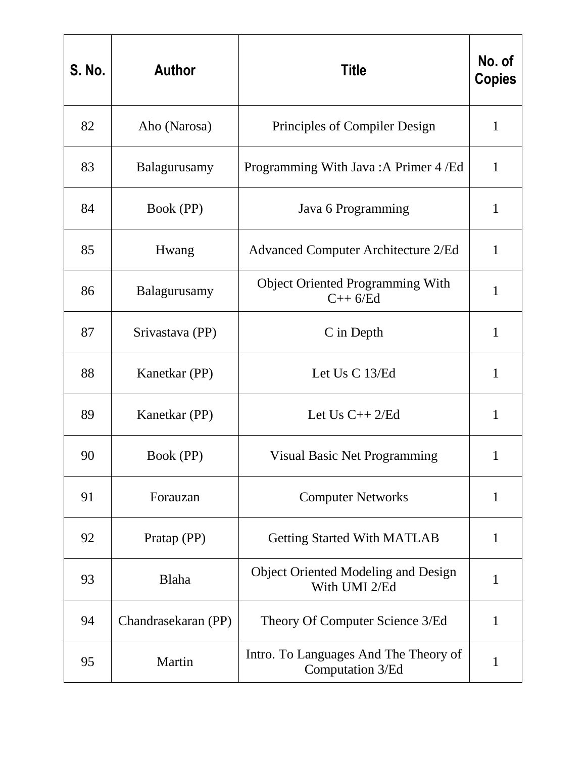| S. No. | Author | Title | No. of Copies |
|---|---|---|---|
| 82 | Aho (Narosa) | Principles of Compiler Design | 1 |
| 83 | Balagurusamy | Programming With Java :A Primer 4 /Ed | 1 |
| 84 | Book (PP) | Java 6 Programming | 1 |
| 85 | Hwang | Advanced Computer Architecture 2/Ed | 1 |
| 86 | Balagurusamy | Object Oriented Programming With C++ 6/Ed | 1 |
| 87 | Srivastava (PP) | C in Depth | 1 |
| 88 | Kanetkar (PP) | Let Us C 13/Ed | 1 |
| 89 | Kanetkar (PP) | Let Us C++ 2/Ed | 1 |
| 90 | Book (PP) | Visual Basic Net Programming | 1 |
| 91 | Forauzan | Computer Networks | 1 |
| 92 | Pratap (PP) | Getting Started With MATLAB | 1 |
| 93 | Blaha | Object Oriented Modeling and Design With UMI 2/Ed | 1 |
| 94 | Chandrasekaran (PP) | Theory Of Computer Science 3/Ed | 1 |
| 95 | Martin | Intro. To Languages And The Theory of Computation 3/Ed | 1 |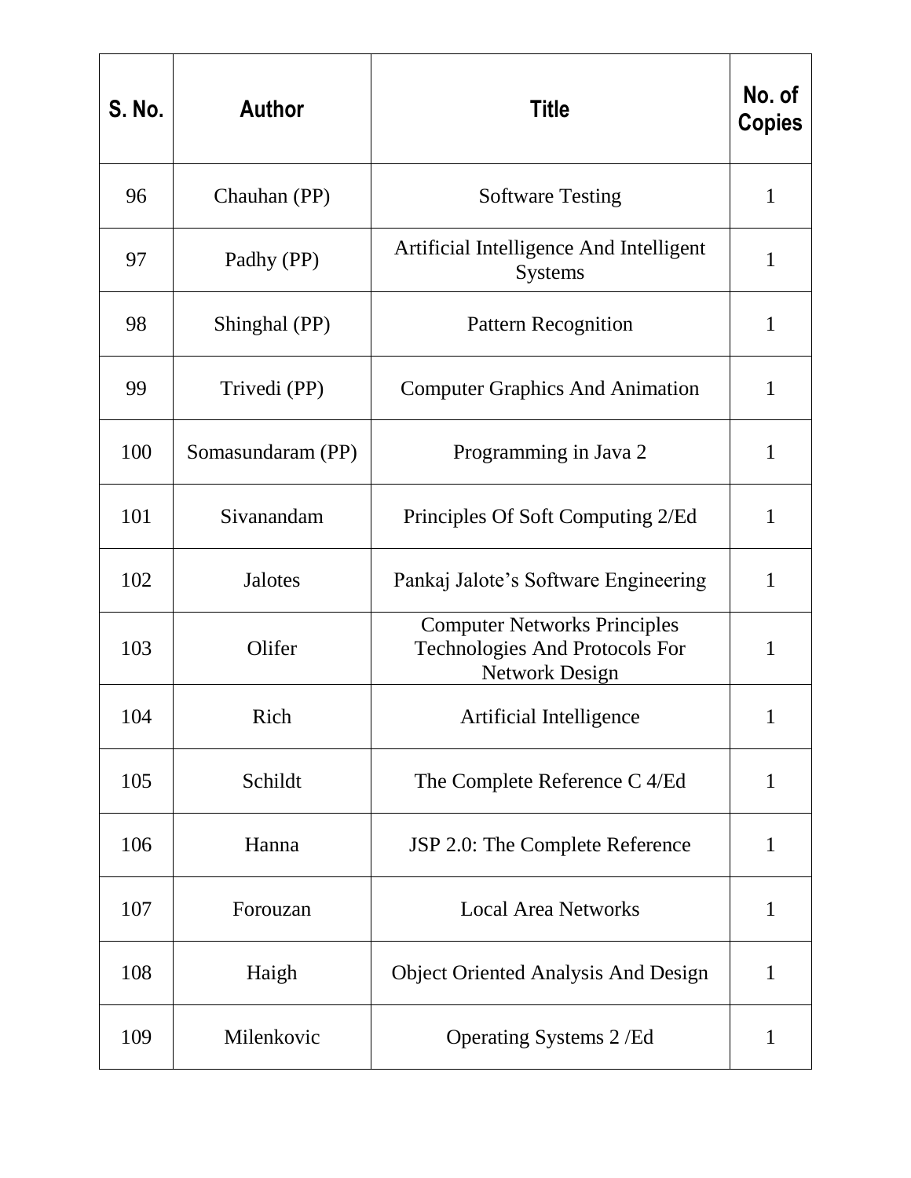| S. No. | Author | Title | No. of Copies |
|---|---|---|---|
| 96 | Chauhan (PP) | Software Testing | 1 |
| 97 | Padhy (PP) | Artificial Intelligence And Intelligent Systems | 1 |
| 98 | Shinghal (PP) | Pattern Recognition | 1 |
| 99 | Trivedi (PP) | Computer Graphics And Animation | 1 |
| 100 | Somasundaram (PP) | Programming in Java 2 | 1 |
| 101 | Sivanandam | Principles Of Soft Computing 2/Ed | 1 |
| 102 | Jalotes | Pankaj Jalote's Software Engineering | 1 |
| 103 | Olifer | Computer Networks Principles Technologies And Protocols For Network Design | 1 |
| 104 | Rich | Artificial Intelligence | 1 |
| 105 | Schildt | The Complete Reference C 4/Ed | 1 |
| 106 | Hanna | JSP 2.0: The Complete Reference | 1 |
| 107 | Forouzan | Local Area Networks | 1 |
| 108 | Haigh | Object Oriented Analysis And Design | 1 |
| 109 | Milenkovic | Operating Systems 2 /Ed | 1 |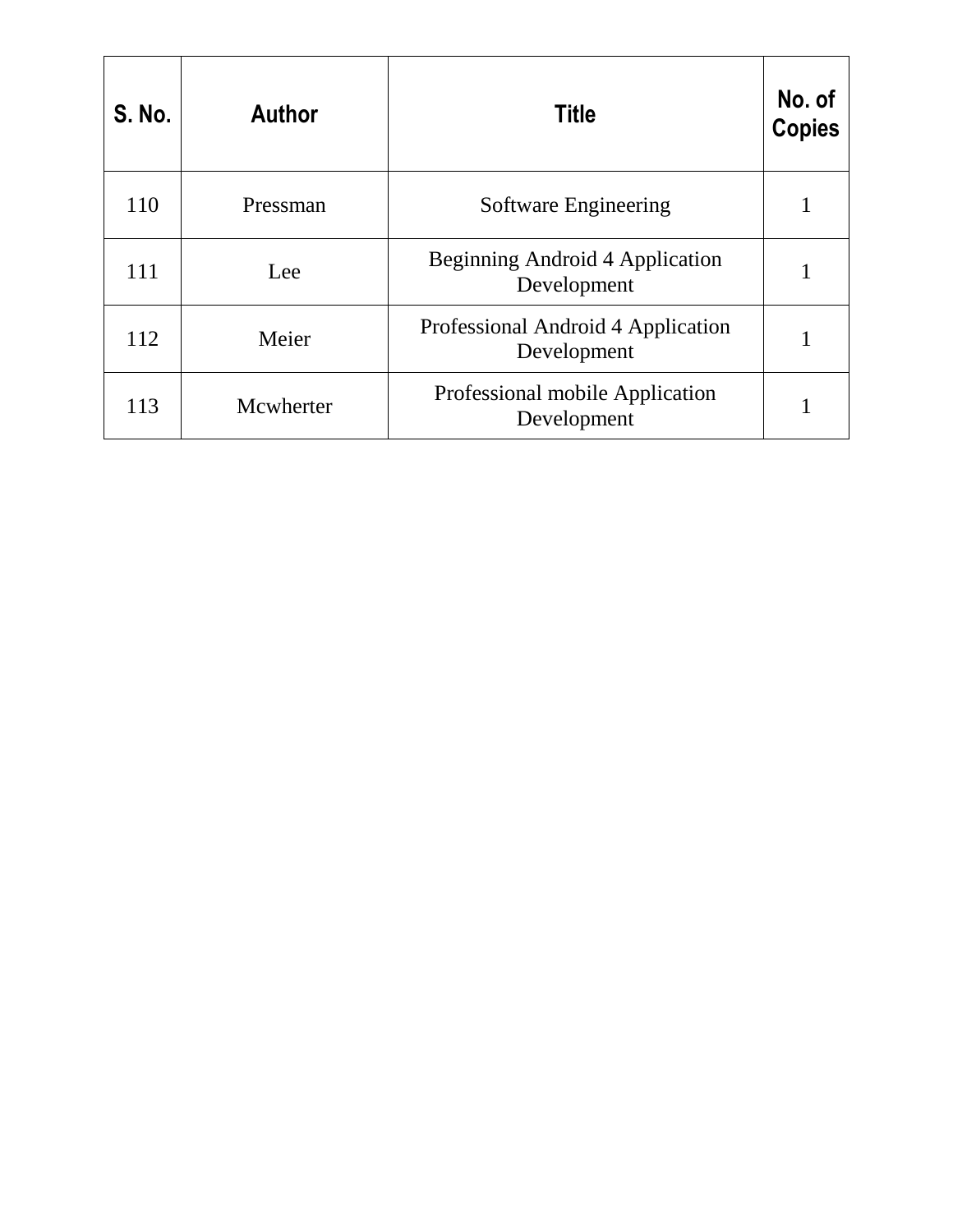| S. No. | Author | Title | No. of Copies |
|---|---|---|---|
| 110 | Pressman | Software Engineering | 1 |
| 111 | Lee | Beginning Android 4 Application Development | 1 |
| 112 | Meier | Professional Android 4 Application Development | 1 |
| 113 | Mcwherter | Professional mobile Application Development | 1 |